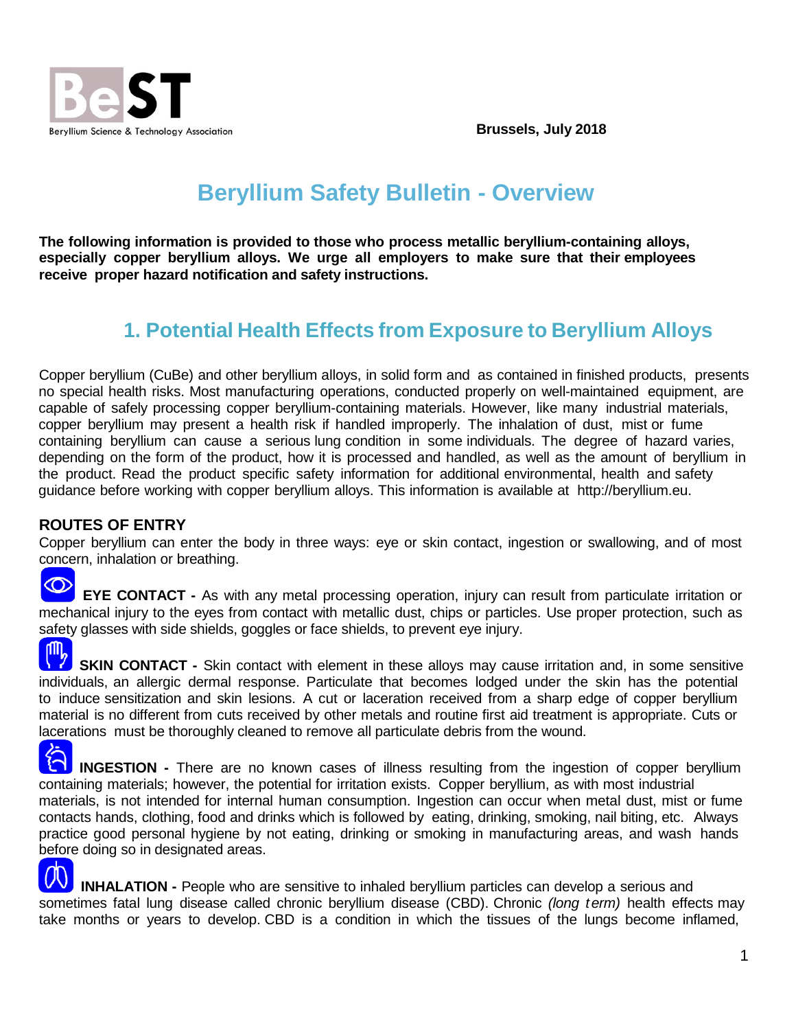Beryllium Science & Technology Association

**Brussels, July 2018**

# Beryllium Safety Bulletin - Overview

**The following information is provided to those who process metallic beryllium-containing alloys, especially copper beryllium alloys. We urge all employers to make sure that their employees receive proper hazard notification and safety instructions.**

## 1. Potential Health Effects from Exposure to Beryllium Alloys

Copper beryllium (CuBe) and other beryllium alloys, in solid form and as contained in finished products, presents no special health risks. Most manufacturing operations, conducted properly on well-maintained equipment, are capable of safely processing copper beryllium-containing materials. However, like many industrial materials, copper beryllium may present a health risk if handled improperly. The inhalation of dust, mist or fume containing beryllium can cause a serious lung condition in some individuals. The degree of hazard varies, depending on the form of the product, how it is processed and handled, as well as the amount of beryllium in the product. Read the product specific safety information for additional environmental, health and safety guidance before working with copper beryllium alloys. This information is available at http://beryllium.eu.

### ROUTES OF ENTRY

Copper beryllium can enter the body in three ways: eye or skin contact, ingestion or swallowing, and of most concern, inhalation or breathing.

**EYE CONTACT -** As with any metal processing operation, injury can result from particulate irritation or mechanical injury to the eyes from contact with metallic dust, chips or particles. Use proper protection, such as safety glasses with side shields, goggles or face shields, to prevent eye injury.

**SKIN CONTACT -** Skin contact with element in these alloys may cause irritation and, in some sensitive individuals, an allergic dermal response. Particulate that becomes lodged under the skin has the potential to induce sensitization and skin lesions. A cut or laceration received from a sharp edge of copper beryllium material is no different from cuts received by other metals and routine first aid treatment is appropriate. Cuts or lacerations must be thoroughly cleaned to remove all particulate debris from the wound.

**INGESTION -** There are no known cases of illness resulting from the ingestion of copper beryllium containing materials; however, the potential for irritation exists. Copper beryllium, as with most industrial materials, is not intended for internal human consumption. Ingestion can occur when metal dust, mist or fume contacts hands, clothing, food and drinks which is followed by eating, drinking, smoking, nail biting, etc. Always practice good personal hygiene by not eating, drinking or smoking in manufacturing areas, and wash hands before doing so in designated areas.

**INHALATION -** People who are sensitive to inhaled beryllium particles can develop a serious and sometimes fatal lung disease called chronic beryllium disease (CBD). Chronic *(long term)* health effects may take months or years to develop. CBD is a condition in which the tissues of the lungs become inflamed,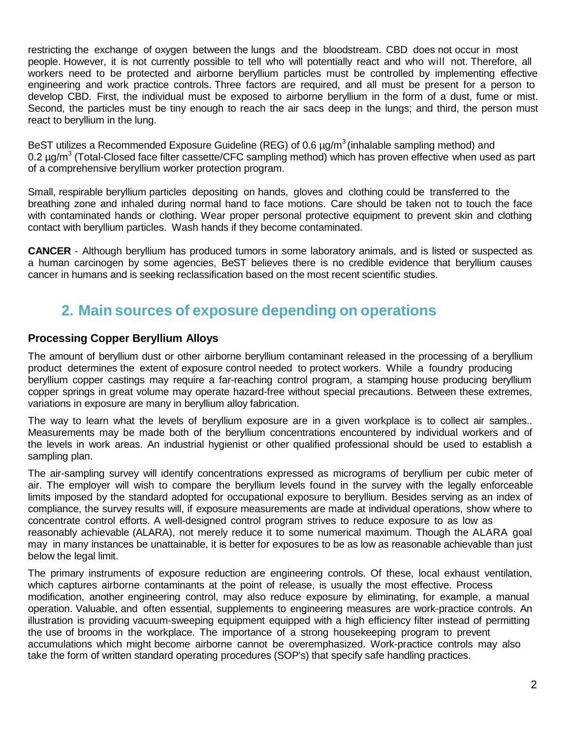restricting the exchange of oxygen between the lungs and the bloodstream. CBD does not occur in most people. However, it is not currently possible to tell who will potentially react and who will not. Therefore, all workers need to be protected and airborne beryllium particles must be controlled by implementing effective engineering and work practice controls. Three factors are required, and all must be present for a person to develop CBD. First, the individual must be exposed to airborne beryllium in the form of a dust, fume or mist. Second, the particles must be tiny enough to reach the air sacs deep in the lungs; and third, the person must react to beryllium in the lung.

BeST utilizes a Recommended Exposure Guideline (REG) of 0.6 $\mu g/m^3$ (inhalable sampling method) and 0.2 $\mu g/m^3$ (Total-Closed face filter cassette/CFC sampling method) which has proven effective when used as part of a comprehensive beryllium worker protection program.

Small, respirable beryllium particles depositing on hands, gloves and clothing could be transferred to the breathing zone and inhaled during normal hand to face motions. Care should be taken not to touch the face with contaminated hands or clothing. Wear proper personal protective equipment to prevent skin and clothing contact with beryllium particles. Wash hands if they become contaminated.

**CANCER** - Although beryllium has produced tumors in some laboratory animals, and is listed or suspected as a human carcinogen by some agencies, BeST believes there is no credible evidence that beryllium causes cancer in humans and is seeking reclassification based on the most recent scientific studies.

## 2. Main sources of exposure depending on operations

### Processing Copper Beryllium Alloys

The amount of beryllium dust or other airborne beryllium contaminant released in the processing of a beryllium product determines the extent of exposure control needed to protect workers. While a foundry producing beryllium copper castings may require a far-reaching control program, a stamping house producing beryllium copper springs in great volume may operate hazard-free without special precautions. Between these extremes, variations in exposure are many in beryllium alloy fabrication.

The way to learn what the levels of beryllium exposure are in a given workplace is to collect air samples.. Measurements may be made both of the beryllium concentrations encountered by individual workers and of the levels in work areas. An industrial hygienist or other qualified professional should be used to establish a sampling plan.

The air-sampling survey will identify concentrations expressed as micrograms of beryllium per cubic meter of air. The employer will wish to compare the beryllium levels found in the survey with the legally enforceable limits imposed by the standard adopted for occupational exposure to beryllium. Besides serving as an index of compliance, the survey results will, if exposure measurements are made at individual operations, show where to concentrate control efforts. A well-designed control program strives to reduce exposure to as low as reasonably achievable (ALARA), not merely reduce it to some numerical maximum. Though the ALARA goal may in many instances be unattainable, it is better for exposures to be as low as reasonable achievable than just below the legal limit.

The primary instruments of exposure reduction are engineering controls. Of these, local exhaust ventilation, which captures airborne contaminants at the point of release, is usually the most effective. Process modification, another engineering control, may also reduce exposure by eliminating, for example, a manual operation. Valuable, and often essential, supplements to engineering measures are work-practice controls. An illustration is providing vacuum-sweeping equipment equipped with a high efficiency filter instead of permitting the use of brooms in the workplace. The importance of a strong housekeeping program to prevent accumulations which might become airborne cannot be overemphasized. Work-practice controls may also take the form of written standard operating procedures (SOP's) that specify safe handling practices.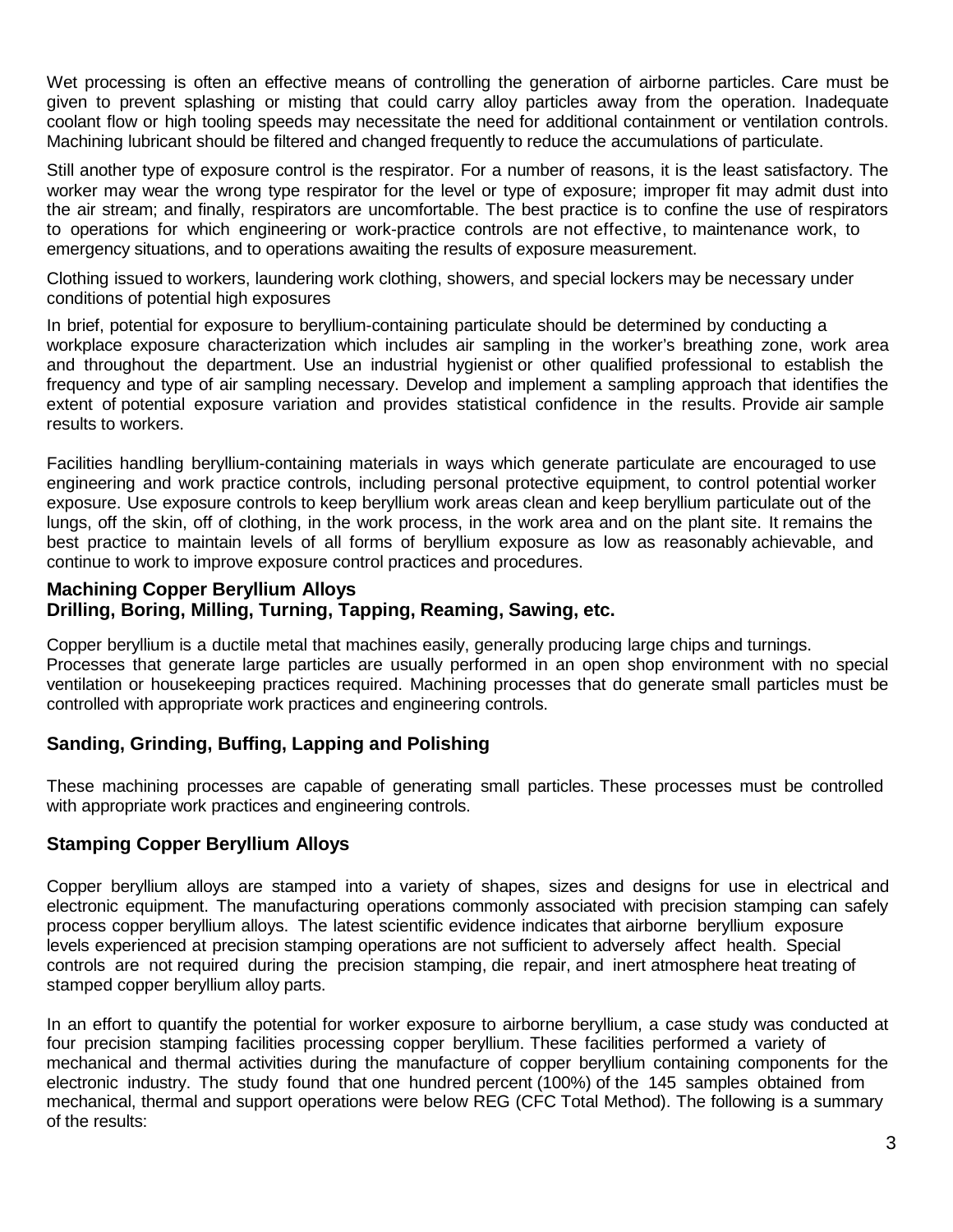Wet processing is often an effective means of controlling the generation of airborne particles. Care must be given to prevent splashing or misting that could carry alloy particles away from the operation. Inadequate coolant flow or high tooling speeds may necessitate the need for additional containment or ventilation controls. Machining lubricant should be filtered and changed frequently to reduce the accumulations of particulate.

Still another type of exposure control is the respirator. For a number of reasons, it is the least satisfactory. The worker may wear the wrong type respirator for the level or type of exposure; improper fit may admit dust into the air stream; and finally, respirators are uncomfortable. The best practice is to confine the use of respirators to operations for which engineering or work-practice controls are not effective, to maintenance work, to emergency situations, and to operations awaiting the results of exposure measurement.

Clothing issued to workers, laundering work clothing, showers, and special lockers may be necessary under conditions of potential high exposures

In brief, potential for exposure to beryllium-containing particulate should be determined by conducting a workplace exposure characterization which includes air sampling in the worker's breathing zone, work area and throughout the department. Use an industrial hygienist or other qualified professional to establish the frequency and type of air sampling necessary. Develop and implement a sampling approach that identifies the extent of potential exposure variation and provides statistical confidence in the results. Provide air sample results to workers.

Facilities handling beryllium-containing materials in ways which generate particulate are encouraged to use engineering and work practice controls, including personal protective equipment, to control potential worker exposure. Use exposure controls to keep beryllium work areas clean and keep beryllium particulate out of the lungs, off the skin, off of clothing, in the work process, in the work area and on the plant site. It remains the best practice to maintain levels of all forms of beryllium exposure as low as reasonably achievable, and continue to work to improve exposure control practices and procedures.

## Machining Copper Beryllium Alloys
## Drilling, Boring, Milling, Turning, Tapping, Reaming, Sawing, etc.

Copper beryllium is a ductile metal that machines easily, generally producing large chips and turnings. Processes that generate large particles are usually performed in an open shop environment with no special ventilation or housekeeping practices required. Machining processes that do generate small particles must be controlled with appropriate work practices and engineering controls.

## Sanding, Grinding, Buffing, Lapping and Polishing

These machining processes are capable of generating small particles. These processes must be controlled with appropriate work practices and engineering controls.

## Stamping Copper Beryllium Alloys

Copper beryllium alloys are stamped into a variety of shapes, sizes and designs for use in electrical and electronic equipment. The manufacturing operations commonly associated with precision stamping can safely process copper beryllium alloys. The latest scientific evidence indicates that airborne beryllium exposure levels experienced at precision stamping operations are not sufficient to adversely affect health. Special controls are not required during the precision stamping, die repair, and inert atmosphere heat treating of stamped copper beryllium alloy parts.

In an effort to quantify the potential for worker exposure to airborne beryllium, a case study was conducted at four precision stamping facilities processing copper beryllium. These facilities performed a variety of mechanical and thermal activities during the manufacture of copper beryllium containing components for the electronic industry. The study found that one hundred percent (100%) of the 145 samples obtained from mechanical, thermal and support operations were below REG (CFC Total Method). The following is a summary of the results: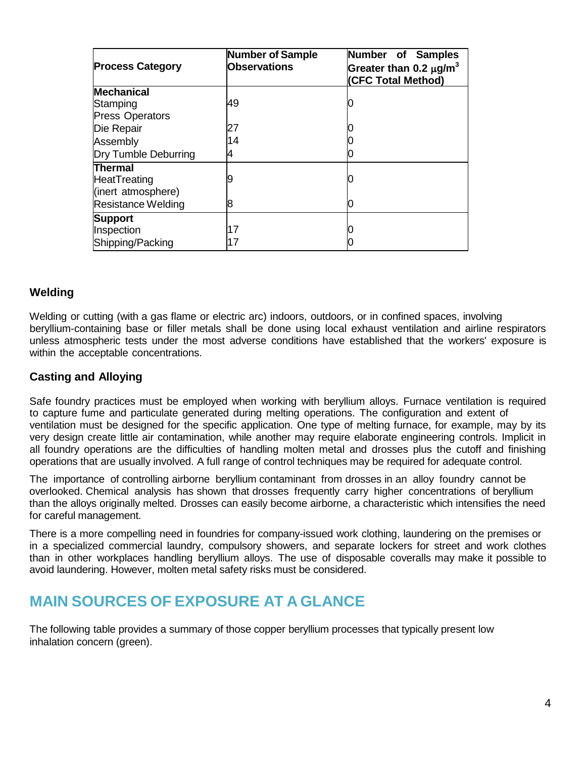| Process Category | Number of Sample Observations | Number of Samples Greater than 0.2 $\mu g/m^3$ (CFC Total Method) |
|---|---|---|
| **Mechanical** | | |
| Stamping Press Operators | 49 | 0 |
| Die Repair | 27 | 0 |
| Assembly | 14 | 0 |
| Dry Tumble Deburring | 4 | 0 |
| **Thermal** | | |
| HeatTreating (inert atmosphere) | 9 | 0 |
| Resistance Welding | 8 | 0 |
| **Support** | | |
| Inspection | 17 | 0 |
| Shipping/Packing | 17 | 0 |

### Welding

Welding or cutting (with a gas flame or electric arc) indoors, outdoors, or in confined spaces, involving beryllium-containing base or filler metals shall be done using local exhaust ventilation and airline respirators unless atmospheric tests under the most adverse conditions have established that the workers' exposure is within the acceptable concentrations.

### Casting and Alloying

Safe foundry practices must be employed when working with beryllium alloys. Furnace ventilation is required to capture fume and particulate generated during melting operations. The configuration and extent of ventilation must be designed for the specific application. One type of melting furnace, for example, may by its very design create little air contamination, while another may require elaborate engineering controls. Implicit in all foundry operations are the difficulties of handling molten metal and drosses plus the cutoff and finishing operations that are usually involved. A full range of control techniques may be required for adequate control.

The importance of controlling airborne beryllium contaminant from drosses in an alloy foundry cannot be overlooked. Chemical analysis has shown that drosses frequently carry higher concentrations of beryllium than the alloys originally melted. Drosses can easily become airborne, a characteristic which intensifies the need for careful management.

There is a more compelling need in foundries for company-issued work clothing, laundering on the premises or in a specialized commercial laundry, compulsory showers, and separate lockers for street and work clothes than in other workplaces handling beryllium alloys. The use of disposable coveralls may make it possible to avoid laundering. However, molten metal safety risks must be considered.

## MAIN SOURCES OF EXPOSURE AT A GLANCE

The following table provides a summary of those copper beryllium processes that typically present low inhalation concern (green).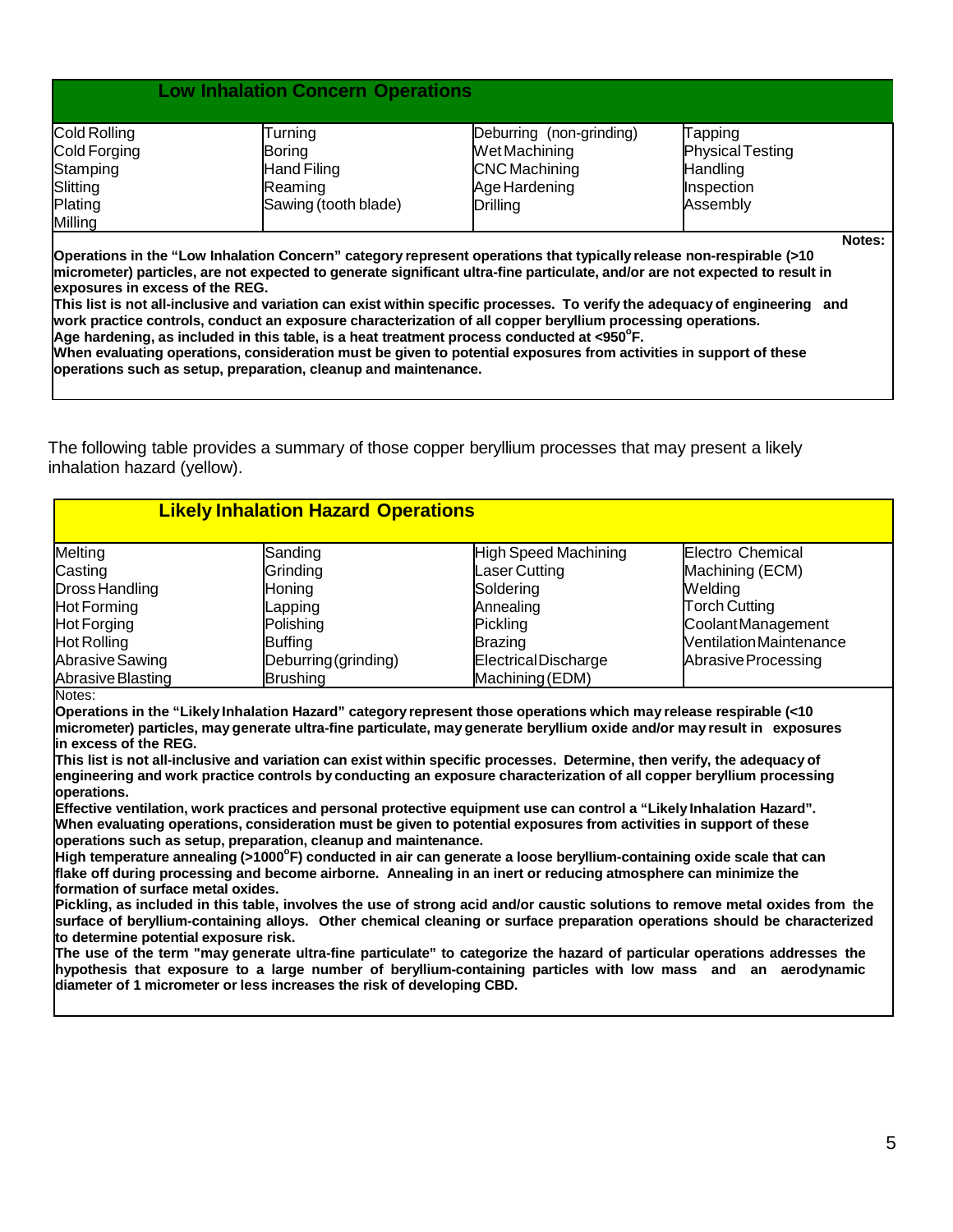| Low Inhalation Concern Operations | | | |
|---|---|---|---|
| Cold Rolling | Turning | Deburring (non-grinding) | Tapping |
| Cold Forging | Boring | Wet Machining | Physical Testing |
| Stamping | Hand Filing | CNC Machining | Handling |
| Slitting | Reaming | Age Hardening | Inspection |
| Plating | Sawing (tooth blade) | Drilling | Assembly |
| Milling | | | |

**Notes:**

**Operations in the "Low Inhalation Concern" category represent operations that typically release non-respirable (>10 micrometer) particles, are not expected to generate significant ultra-fine particulate, and/or are not expected to result in exposures in excess of the REG.**

**This list is not all-inclusive and variation can exist within specific processes. To verify the adequacy of engineering and work practice controls, conduct an exposure characterization of all copper beryllium processing operations.**

**Age hardening, as included in this table, is a heat treatment process conducted at <950°F.**

**When evaluating operations, consideration must be given to potential exposures from activities in support of these operations such as setup, preparation, cleanup and maintenance.**

The following table provides a summary of those copper beryllium processes that may present a likely inhalation hazard (yellow).

| Likely Inhalation Hazard Operations | | | |
|---|---|---|---|
| Melting | Sanding | High Speed Machining | Electro Chemical Machining (ECM) |
| Casting | Grinding | Laser Cutting | Welding |
| Dross Handling | Honing | Soldering | Torch Cutting |
| Hot Forming | Lapping | Annealing | Coolant Management |
| Hot Forging | Polishing | Pickling | Ventilation Maintenance |
| Hot Rolling | Buffing | Brazing | Abrasive Processing |
| Abrasive Sawing | Deburring (grinding) | Electrical Discharge Machining (EDM) | |
| Abrasive Blasting | Brushing | | |

Notes:

**Operations in the "Likely Inhalation Hazard" category represent those operations which may release respirable (<10 micrometer) particles, may generate ultra-fine particulate, may generate beryllium oxide and/or may result in exposures in excess of the REG.**

**This list is not all-inclusive and variation can exist within specific processes. Determine, then verify, the adequacy of engineering and work practice controls by conducting an exposure characterization of all copper beryllium processing operations.**

**Effective ventilation, work practices and personal protective equipment use can control a "Likely Inhalation Hazard".**

**When evaluating operations, consideration must be given to potential exposures from activities in support of these operations such as setup, preparation, cleanup and maintenance.**

**High temperature annealing (>1000°F) conducted in air can generate a loose beryllium-containing oxide scale that can flake off during processing and become airborne. Annealing in an inert or reducing atmosphere can minimize the formation of surface metal oxides.**

**Pickling, as included in this table, involves the use of strong acid and/or caustic solutions to remove metal oxides from the surface of beryllium-containing alloys. Other chemical cleaning or surface preparation operations should be characterized to determine potential exposure risk.**

**The use of the term "may generate ultra-fine particulate" to categorize the hazard of particular operations addresses the hypothesis that exposure to a large number of beryllium-containing particles with low mass and an aerodynamic diameter of 1 micrometer or less increases the risk of developing CBD.**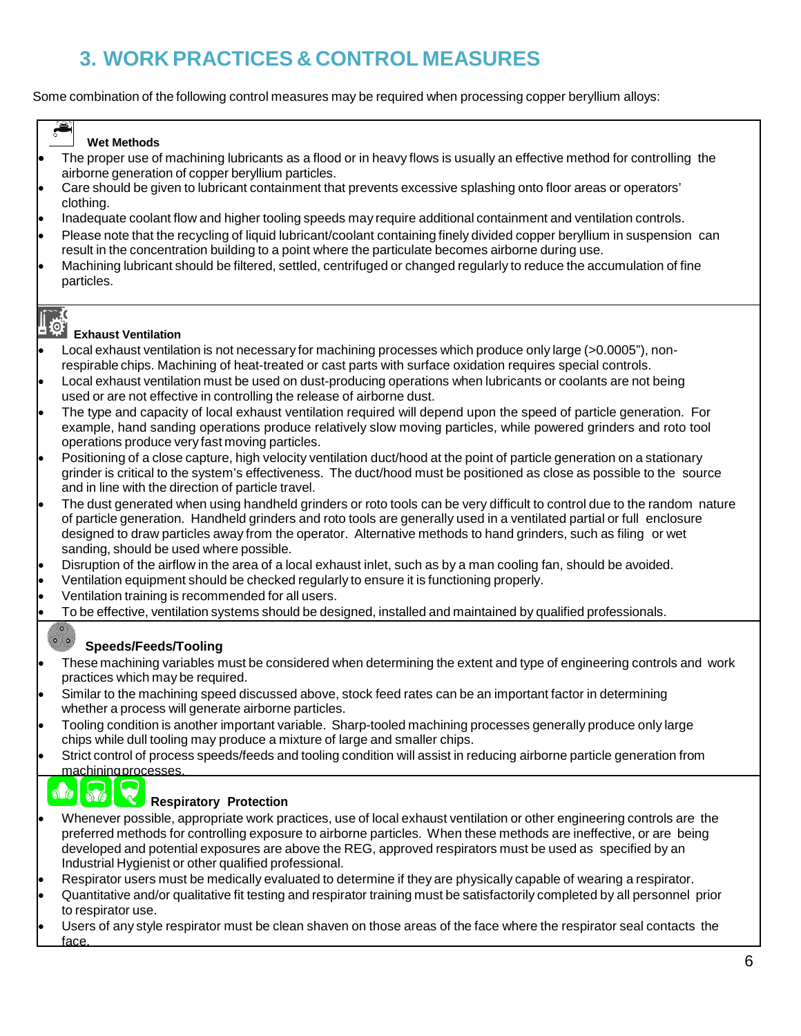## 3. WORK PRACTICES & CONTROL MEASURES

Some combination of the following control measures may be required when processing copper beryllium alloys:

### Wet Methods

- The proper use of machining lubricants as a flood or in heavy flows is usually an effective method for controlling the airborne generation of copper beryllium particles.
- Care should be given to lubricant containment that prevents excessive splashing onto floor areas or operators' clothing.
- Inadequate coolant flow and higher tooling speeds may require additional containment and ventilation controls.
- Please note that the recycling of liquid lubricant/coolant containing finely divided copper beryllium in suspension can result in the concentration building to a point where the particulate becomes airborne during use.
- Machining lubricant should be filtered, settled, centrifuged or changed regularly to reduce the accumulation of fine particles.

### Exhaust Ventilation

- Local exhaust ventilation is not necessary for machining processes which produce only large (>0.0005"), non-respirable chips. Machining of heat-treated or cast parts with surface oxidation requires special controls.
- Local exhaust ventilation must be used on dust-producing operations when lubricants or coolants are not being used or are not effective in controlling the release of airborne dust.
- The type and capacity of local exhaust ventilation required will depend upon the speed of particle generation. For example, hand sanding operations produce relatively slow moving particles, while powered grinders and roto tool operations produce very fast moving particles.
- Positioning of a close capture, high velocity ventilation duct/hood at the point of particle generation on a stationary grinder is critical to the system's effectiveness. The duct/hood must be positioned as close as possible to the source and in line with the direction of particle travel.
- The dust generated when using handheld grinders or roto tools can be very difficult to control due to the random nature of particle generation. Handheld grinders and roto tools are generally used in a ventilated partial or full enclosure designed to draw particles away from the operator. Alternative methods to hand grinders, such as filing or wet sanding, should be used where possible.
- Disruption of the airflow in the area of a local exhaust inlet, such as by a man cooling fan, should be avoided.
- Ventilation equipment should be checked regularly to ensure it is functioning properly.
- Ventilation training is recommended for all users.
- To be effective, ventilation systems should be designed, installed and maintained by qualified professionals.

### Speeds/Feeds/Tooling

- These machining variables must be considered when determining the extent and type of engineering controls and work practices which may be required.
- Similar to the machining speed discussed above, stock feed rates can be an important factor in determining whether a process will generate airborne particles.
- Tooling condition is another important variable. Sharp-tooled machining processes generally produce only large chips while dull tooling may produce a mixture of large and smaller chips.
- Strict control of process speeds/feeds and tooling condition will assist in reducing airborne particle generation from machining processes.

### Respiratory Protection

- Whenever possible, appropriate work practices, use of local exhaust ventilation or other engineering controls are the preferred methods for controlling exposure to airborne particles. When these methods are ineffective, or are being developed and potential exposures are above the REG, approved respirators must be used as specified by an Industrial Hygienist or other qualified professional.
- Respirator users must be medically evaluated to determine if they are physically capable of wearing a respirator.
- Quantitative and/or qualitative fit testing and respirator training must be satisfactorily completed by all personnel prior to respirator use.
- Users of any style respirator must be clean shaven on those areas of the face where the respirator seal contacts the face.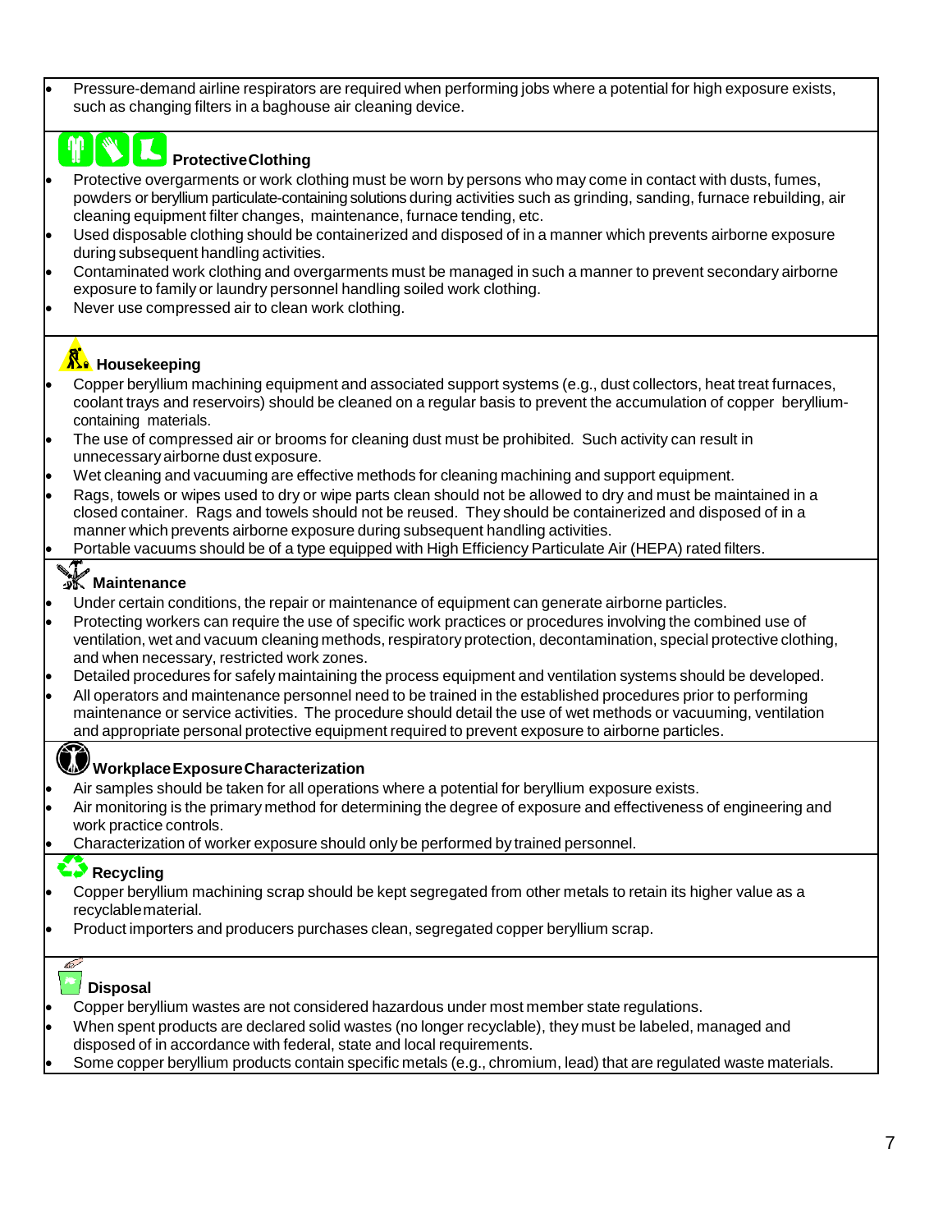- Pressure-demand airline respirators are required when performing jobs where a potential for high exposure exists, such as changing filters in a baghouse air cleaning device.

### Protective Clothing

- Protective overgarments or work clothing must be worn by persons who may come in contact with dusts, fumes, powders or beryllium particulate-containing solutions during activities such as grinding, sanding, furnace rebuilding, air cleaning equipment filter changes, maintenance, furnace tending, etc.
- Used disposable clothing should be containerized and disposed of in a manner which prevents airborne exposure during subsequent handling activities.
- Contaminated work clothing and overgarments must be managed in such a manner to prevent secondary airborne exposure to family or laundry personnel handling soiled work clothing.
- Never use compressed air to clean work clothing.

### Housekeeping

- Copper beryllium machining equipment and associated support systems (e.g., dust collectors, heat treat furnaces, coolant trays and reservoirs) should be cleaned on a regular basis to prevent the accumulation of copper beryllium-containing materials.
- The use of compressed air or brooms for cleaning dust must be prohibited. Such activity can result in unnecessary airborne dust exposure.
- Wet cleaning and vacuuming are effective methods for cleaning machining and support equipment.
- Rags, towels or wipes used to dry or wipe parts clean should not be allowed to dry and must be maintained in a closed container. Rags and towels should not be reused. They should be containerized and disposed of in a manner which prevents airborne exposure during subsequent handling activities.
- Portable vacuums should be of a type equipped with High Efficiency Particulate Air (HEPA) rated filters.

### Maintenance

- Under certain conditions, the repair or maintenance of equipment can generate airborne particles.
- Protecting workers can require the use of specific work practices or procedures involving the combined use of ventilation, wet and vacuum cleaning methods, respiratory protection, decontamination, special protective clothing, and when necessary, restricted work zones.
- Detailed procedures for safely maintaining the process equipment and ventilation systems should be developed.
- All operators and maintenance personnel need to be trained in the established procedures prior to performing maintenance or service activities. The procedure should detail the use of wet methods or vacuuming, ventilation and appropriate personal protective equipment required to prevent exposure to airborne particles.

### Workplace Exposure Characterization

- Air samples should be taken for all operations where a potential for beryllium exposure exists.
- Air monitoring is the primary method for determining the degree of exposure and effectiveness of engineering and work practice controls.
- Characterization of worker exposure should only be performed by trained personnel.

### Recycling

- Copper beryllium machining scrap should be kept segregated from other metals to retain its higher value as a recyclable material.
- Product importers and producers purchases clean, segregated copper beryllium scrap.

### Disposal

- Copper beryllium wastes are not considered hazardous under most member state regulations.
- When spent products are declared solid wastes (no longer recyclable), they must be labeled, managed and disposed of in accordance with federal, state and local requirements.
- Some copper beryllium products contain specific metals (e.g., chromium, lead) that are regulated waste materials.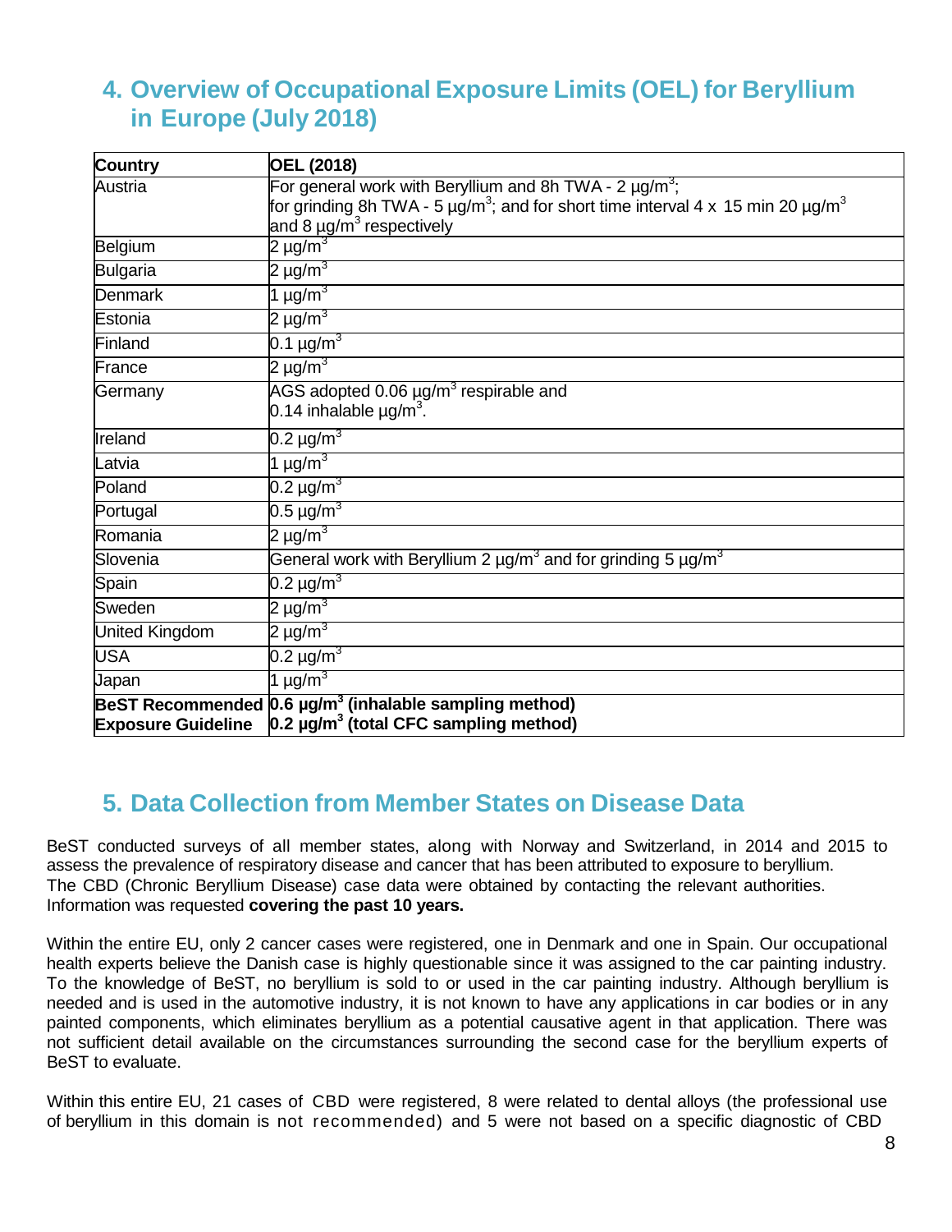## 4. Overview of Occupational Exposure Limits (OEL) for Beryllium in Europe (July 2018)

| Country | OEL (2018) |
|---|---|
| Austria | For general work with Beryllium and 8h TWA - 2 µg/m$^3$; for grinding 8h TWA - 5 µg/m$^3$; and for short time interval 4 x 15 min 20 µg/m$^3$ and 8 µg/m$^3$ respectively |
| Belgium | 2 µg/m$^3$ |
| Bulgaria | 2 µg/m$^3$ |
| Denmark | 1 µg/m$^3$ |
| Estonia | 2 µg/m$^3$ |
| Finland | 0.1 µg/m$^3$ |
| France | 2 µg/m$^3$ |
| Germany | AGS adopted 0.06 µg/m$^3$ respirable and 0.14 inhalable µg/m$^3$. |
| Ireland | 0.2 µg/m$^3$ |
| Latvia | 1 µg/m$^3$ |
| Poland | 0.2 µg/m$^3$ |
| Portugal | 0.5 µg/m$^3$ |
| Romania | 2 µg/m$^3$ |
| Slovenia | General work with Beryllium 2 µg/m$^3$ and for grinding 5 µg/m$^3$ |
| Spain | 0.2 µg/m$^3$ |
| Sweden | 2 µg/m$^3$ |
| United Kingdom | 2 µg/m$^3$ |
| USA | 0.2 µg/m$^3$ |
| Japan | 1 µg/m$^3$ |
| **BeST Recommended Exposure Guideline** | **0.6 µg/m$^3$ (inhalable sampling method)** **0.2 µg/m$^3$ (total CFC sampling method)** |

## 5. Data Collection from Member States on Disease Data

BeST conducted surveys of all member states, along with Norway and Switzerland, in 2014 and 2015 to assess the prevalence of respiratory disease and cancer that has been attributed to exposure to beryllium. The CBD (Chronic Beryllium Disease) case data were obtained by contacting the relevant authorities. Information was requested **covering the past 10 years.**

Within the entire EU, only 2 cancer cases were registered, one in Denmark and one in Spain. Our occupational health experts believe the Danish case is highly questionable since it was assigned to the car painting industry. To the knowledge of BeST, no beryllium is sold to or used in the car painting industry. Although beryllium is needed and is used in the automotive industry, it is not known to have any applications in car bodies or in any painted components, which eliminates beryllium as a potential causative agent in that application. There was not sufficient detail available on the circumstances surrounding the second case for the beryllium experts of BeST to evaluate.

Within this entire EU, 21 cases of CBD were registered, 8 were related to dental alloys (the professional use of beryllium in this domain is not recommended) and 5 were not based on a specific diagnostic of CBD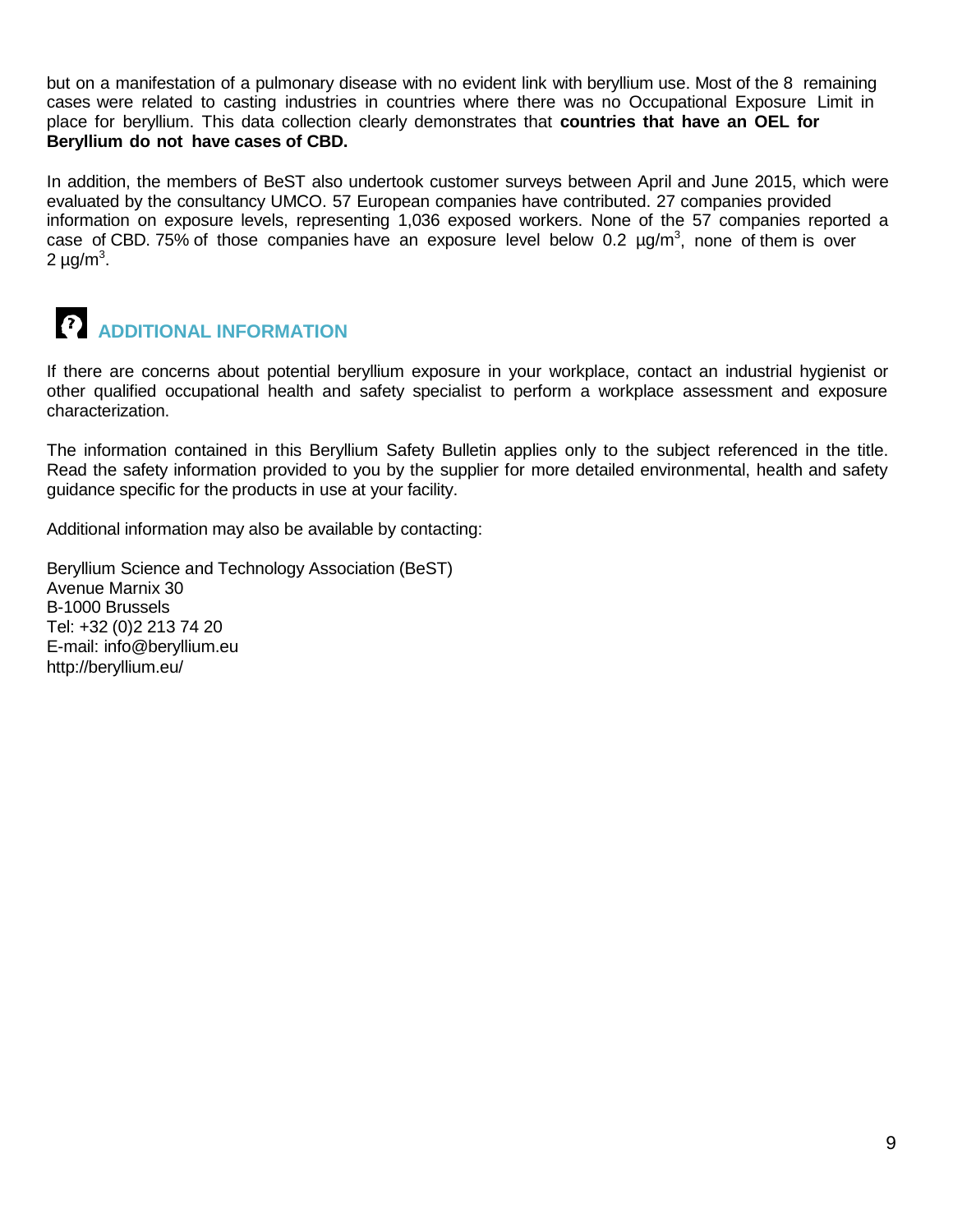but on a manifestation of a pulmonary disease with no evident link with beryllium use. Most of the 8 remaining cases were related to casting industries in countries where there was no Occupational Exposure Limit in place for beryllium. This data collection clearly demonstrates that **countries that have an OEL for Beryllium do not have cases of CBD.**

In addition, the members of BeST also undertook customer surveys between April and June 2015, which were evaluated by the consultancy UMCO. 57 European companies have contributed. 27 companies provided information on exposure levels, representing 1,036 exposed workers. None of the 57 companies reported a case of CBD. 75% of those companies have an exposure level below 0.2 µg/m$^3$, none of them is over 2 µg/m$^3$.

## ADDITIONAL INFORMATION

If there are concerns about potential beryllium exposure in your workplace, contact an industrial hygienist or other qualified occupational health and safety specialist to perform a workplace assessment and exposure characterization.

The information contained in this Beryllium Safety Bulletin applies only to the subject referenced in the title. Read the safety information provided to you by the supplier for more detailed environmental, health and safety guidance specific for the products in use at your facility.

Additional information may also be available by contacting:

Beryllium Science and Technology Association (BeST)
Avenue Marnix 30
B-1000 Brussels
Tel: +32 (0)2 213 74 20
E-mail: info@beryllium.eu
http://beryllium.eu/